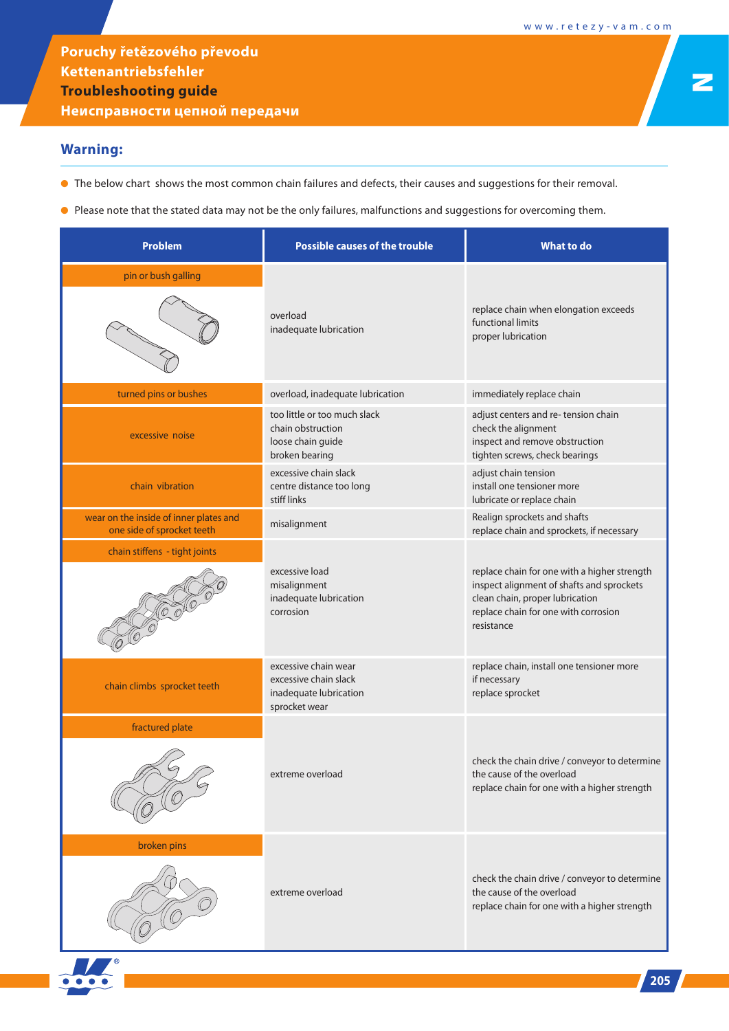# Poruchy řetězového převodu
# Kettenantriebsfehler
# Troubleshooting guide
# Неисправности цепной передачи

## Warning:

- The below chart shows the most common chain failures and defects, their causes and suggestions for their removal.
- Please note that the stated data may not be the only failures, malfunctions and suggestions for overcoming them.

| Problem | Possible causes of the trouble | What to do |
|---|---|---|
| pin or bush galling | overload<br>inadequate lubrication | replace chain when elongation exceeds functional limits<br>proper lubrication |
| turned pins or bushes | overload, inadequate lubrication | immediately replace chain |
| excessive noise | too little or too much slack<br>chain obstruction<br>loose chain guide<br>broken bearing | adjust centers and re- tension chain<br>check the alignment<br>inspect and remove obstruction<br>tighten screws, check bearings |
| chain vibration | excessive chain slack<br>centre distance too long<br>stiff links | adjust chain tension<br>install one tensioner more<br>lubricate or replace chain |
| wear on the inside of inner plates and one side of sprocket teeth | misalignment | Realign sprockets and shafts<br>replace chain and sprockets, if necessary |
| chain stiffens - tight joints | excessive load<br>misalignment<br>inadequate lubrication<br>corrosion | replace chain for one with a higher strength<br>inspect alignment of shafts and sprockets<br>clean chain, proper lubrication<br>replace chain for one with corrosion resistance |
| chain climbs sprocket teeth | excessive chain wear<br>excessive chain slack<br>inadequate lubrication<br>sprocket wear | replace chain, install one tensioner more if necessary<br>replace sprocket |
| fractured plate | extreme overload | check the chain drive / conveyor to determine the cause of the overload<br>replace chain for one with a higher strength |
| broken pins | extreme overload | check the chain drive / conveyor to determine the cause of the overload<br>replace chain for one with a higher strength |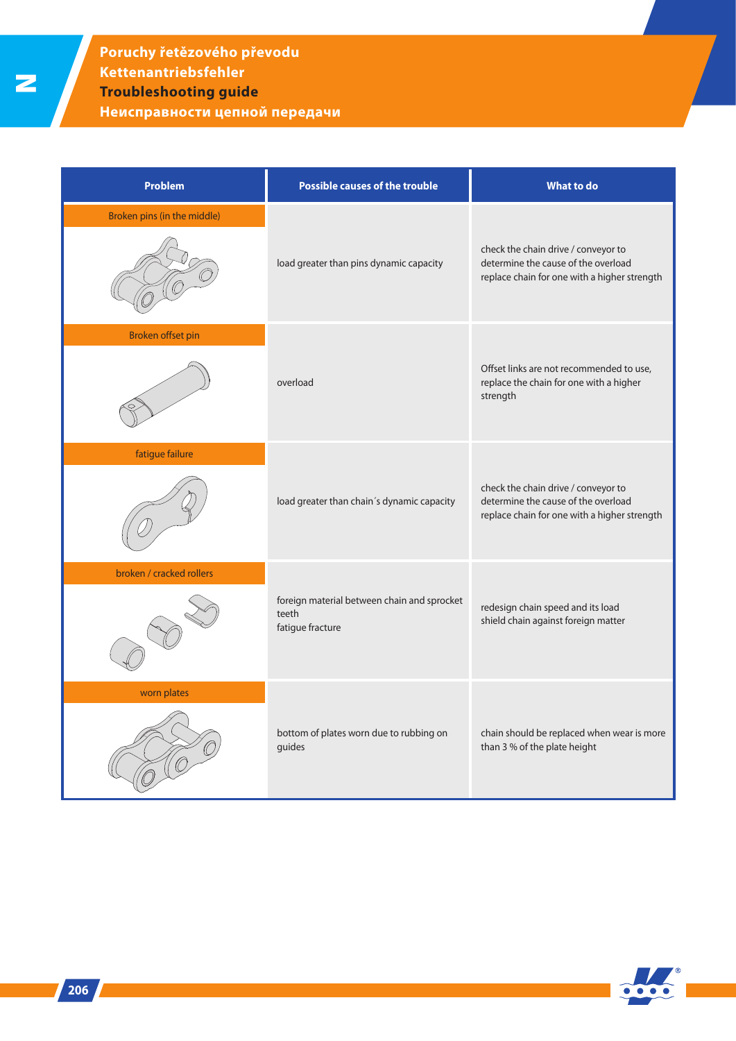# Poruchy řetězového převodu
# Kettenantriebsfehler
# Troubleshooting guide
# Неисправности цепной передачи

| Problem | Possible causes of the trouble | What to do |
|---|---|---|
| Broken pins (in the middle) | load greater than pins dynamic capacity | check the chain drive / conveyor to determine the cause of the overload<br>replace chain for one with a higher strength |
| Broken offset pin | overload | Offset links are not recommended to use, replace the chain for one with a higher strength |
| fatigue failure | load greater than chain´s dynamic capacity | check the chain drive / conveyor to determine the cause of the overload<br>replace chain for one with a higher strength |
| broken / cracked rollers | foreign material between chain and sprocket teeth<br>fatigue fracture | redesign chain speed and its load<br>shield chain against foreign matter |
| worn plates | bottom of plates worn due to rubbing on guides | chain should be replaced when wear is more than 3 % of the plate height |